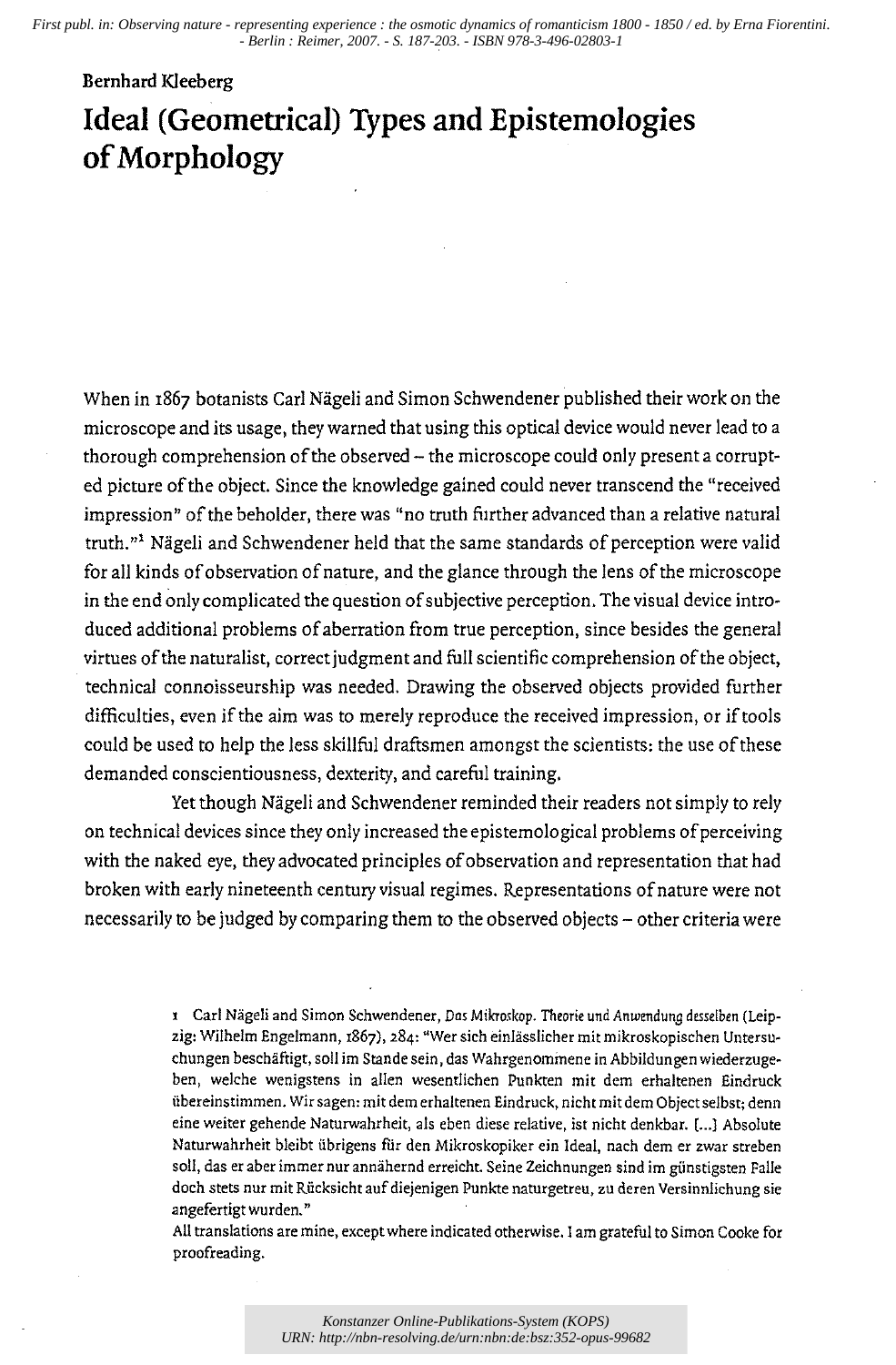First publ. in: Observing nature - representing experience : the osmotic dynamics of romanticism 1800 - 1850 / ed. by Erna Fiorentini. - Berlin : Reimer, 2007. - S. 187-203. - ISBN 978-3-496-02803-1

Bernhard Kleeberg

# Ideal (Geometrical) Types and Epistemologies of Morphology

When in 1867 botanists Carl Nägeli and Simon Schwendener published their work on the microscope and its usage, they warned that using this optical device would never lead to a thorough comprehension of the observed – the microscope could only present a corrupted picture of the object. Since the knowledge gained could never transcend the "received impression" of the beholder, there was "no truth further advanced than a relative natural truth."[1] Nägeli and Schwendener held that the same standards of perception were valid for all kinds of observation of nature, and the glance through the lens of the microscope in the end only complicated the question of subjective perception. The visual device introduced additional problems of aberration from true perception, since besides the general virtues of the naturalist, correct judgment and full scientific comprehension of the object, technical connoisseurship was needed. Drawing the observed objects provided further difficulties, even if the aim was to merely reproduce the received impression, or if tools could be used to help the less skillful draftsmen amongst the scientists: the use of these demanded conscientiousness, dexterity, and careful training.

Yet though Nägeli and Schwendener reminded their readers not simply to rely on technical devices since they only increased the epistemological problems of perceiving with the naked eye, they advocated principles of observation and representation that had broken with early nineteenth century visual regimes. Representations of nature were not necessarily to be judged by comparing them to the observed objects – other criteria were

1 Carl Nägeli and Simon Schwendener, *Das Mikroskop. Theorie und Anwendung desselben* (Leipzig: Wilhelm Engelmann, 1867), 284: "Wer sich einlässlicher mit mikroskopischen Untersuchungen beschäftigt, soll im Stande sein, das Wahrgenommene in Abbildungen wiederzugeben, welche wenigstens in allen wesentlichen Punkten mit dem erhaltenen Eindruck übereinstimmen. Wir sagen: mit dem erhaltenen Eindruck, nicht mit dem Object selbst; denn eine weiter gehende Naturwahrheit, als eben diese relative, ist nicht denkbar. [...] Absolute Naturwahrheit bleibt übrigens für den Mikroskopiker ein Ideal, nach dem er zwar streben soll, das er aber immer nur annähernd erreicht. Seine Zeichnungen sind im günstigsten Falle doch stets nur mit Rücksicht auf diejenigen Punkte naturgetreu, zu deren Versinnlichung sie angefertigt wurden."
All translations are mine, except where indicated otherwise. I am grateful to Simon Cooke for proofreading.

Konstanzer Online-Publikations-System (KOPS)
URN: http://nbn-resolving.de/urn:nbn:de:bsz:352-opus-99682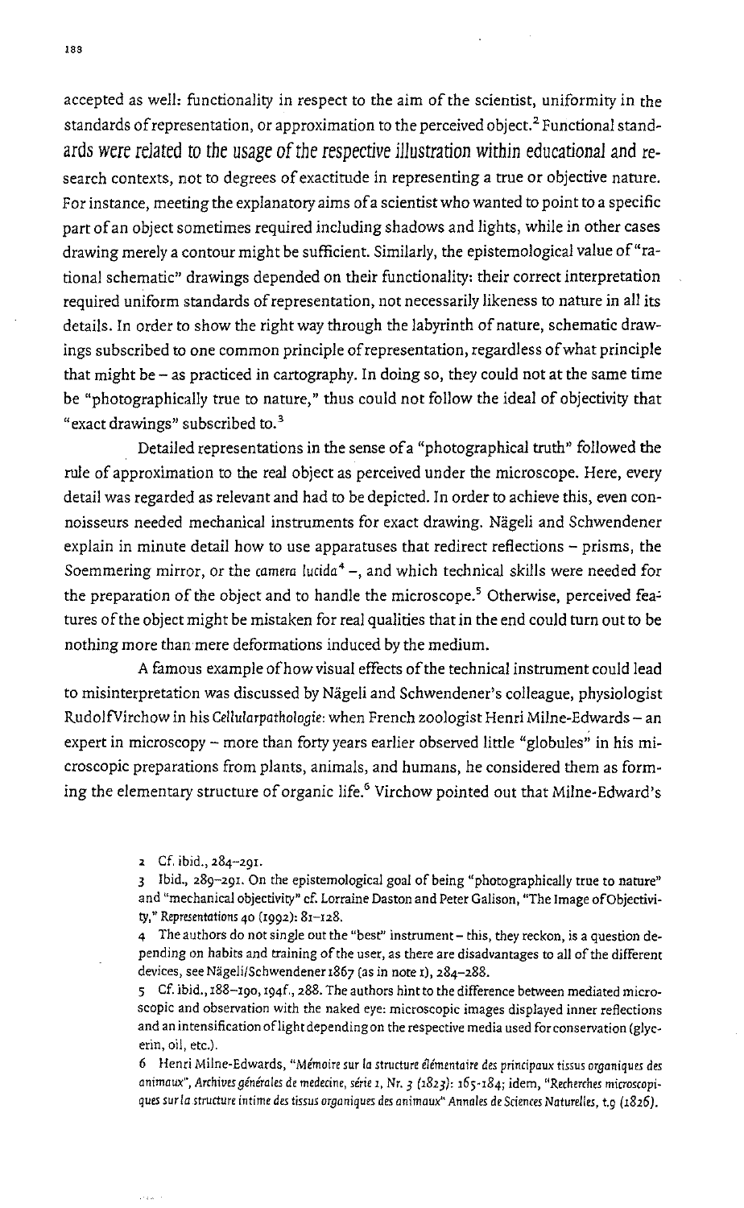accepted as well: functionality in respect to the aim of the scientist, uniformity in the standards of representation, or approximation to the perceived object.[2] Functional standards were related to the usage of the respective illustration within educational and research contexts, not to degrees of exactitude in representing a true or objective nature. For instance, meeting the explanatory aims of a scientist who wanted to point to a specific part of an object sometimes required including shadows and lights, while in other cases drawing merely a contour might be sufficient. Similarly, the epistemological value of "rational schematic" drawings depended on their functionality: their correct interpretation required uniform standards of representation, not necessarily likeness to nature in all its details. In order to show the right way through the labyrinth of nature, schematic drawings subscribed to one common principle of representation, regardless of what principle that might be – as practiced in cartography. In doing so, they could not at the same time be "photographically true to nature," thus could not follow the ideal of objectivity that "exact drawings" subscribed to.[3]

Detailed representations in the sense of a "photographical truth" followed the rule of approximation to the real object as perceived under the microscope. Here, every detail was regarded as relevant and had to be depicted. In order to achieve this, even connoisseurs needed mechanical instruments for exact drawing. Nägeli and Schwendener explain in minute detail how to use apparatuses that redirect reflections – prisms, the Soemmering mirror, or the *camera lucida*[4] –, and which technical skills were needed for the preparation of the object and to handle the microscope.[5] Otherwise, perceived features of the object might be mistaken for real qualities that in the end could turn out to be nothing more than mere deformations induced by the medium.

A famous example of how visual effects of the technical instrument could lead to misinterpretation was discussed by Nägeli and Schwendener's colleague, physiologist Rudolf Virchow in his *Cellularpathologie*: when French zoologist Henri Milne-Edwards – an expert in microscopy – more than forty years earlier observed little "globules" in his microscopic preparations from plants, animals, and humans, he considered them as forming the elementary structure of organic life.[6] Virchow pointed out that Milne-Edward's

2 Cf. ibid., 284–291.

3 Ibid., 289–291. On the epistemological goal of being "photographically true to nature" and "mechanical objectivity" cf. Lorraine Daston and Peter Galison, "The Image of Objectivity," *Representations* 40 (1992): 81–128.

4 The authors do not single out the "best" instrument – this, they reckon, is a question depending on habits and training of the user, as there are disadvantages to all of the different devices, see Nägeli/Schwendener 1867 (as in note 1), 284–288.

5 Cf. ibid., 188–190, 194f., 288. The authors hint to the difference between mediated microscopic and observation with the naked eye: microscopic images displayed inner reflections and an intensification of light depending on the respective media used for conservation (glycerin, oil, etc.).

6 Henri Milne-Edwards, "*Mémoire sur la structure élémentaire des principaux tissus organiques des animaux*", *Archives générales de medecine, série 1, Nr. 3* (1823): 165-184; idem, "*Recherches microscopiques sur la structure intime des tissus organiques des animaux*" *Annales de Sciences Naturelles*, t.9 (1826).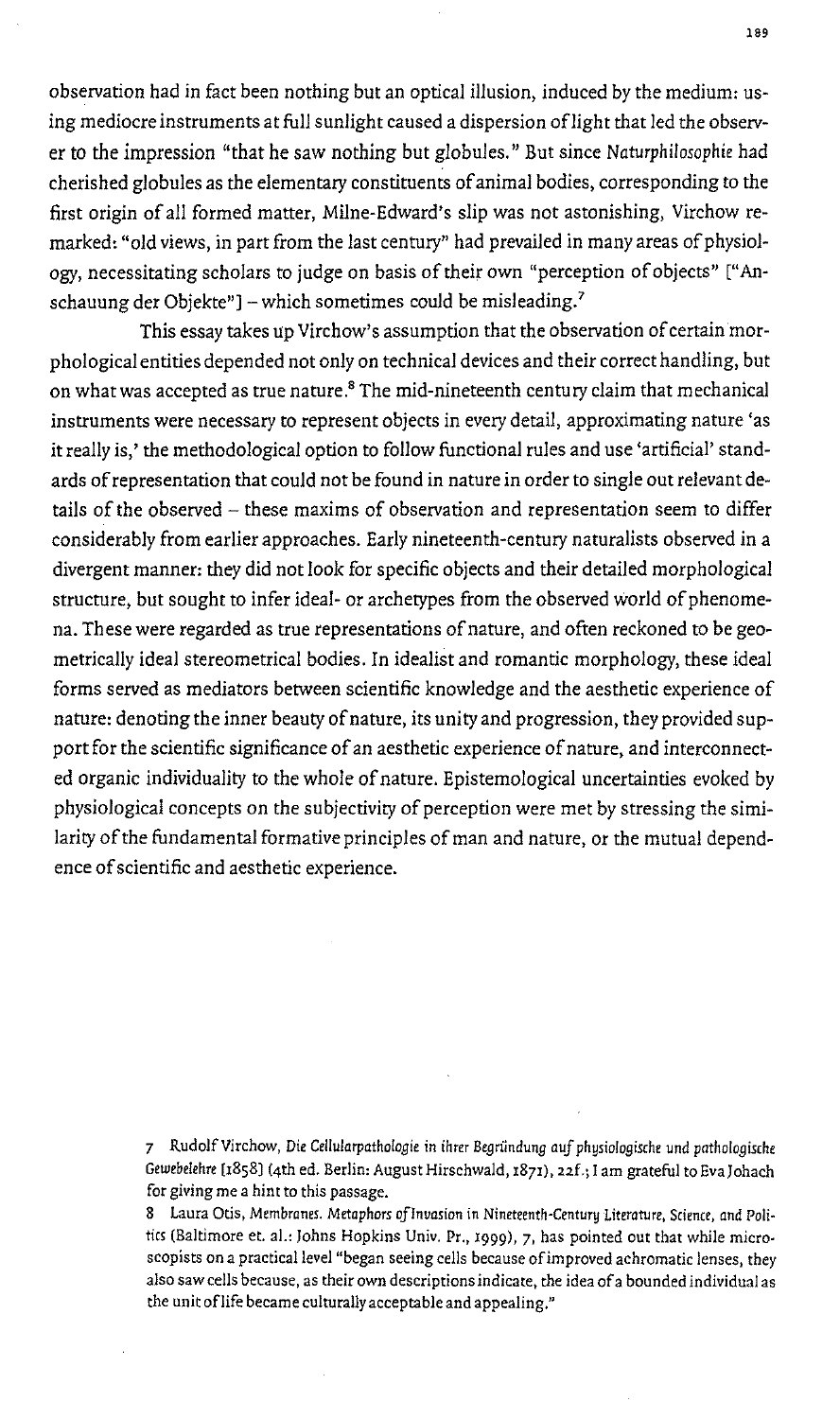observation had in fact been nothing but an optical illusion, induced by the medium: using mediocre instruments at full sunlight caused a dispersion of light that led the observer to the impression "that he saw nothing but globules." But since *Naturphilosophie* had cherished globules as the elementary constituents of animal bodies, corresponding to the first origin of all formed matter, Milne-Edward's slip was not astonishing, Virchow remarked: "old views, in part from the last century" had prevailed in many areas of physiology, necessitating scholars to judge on basis of their own "perception of objects" ["Anschauung der Objekte"] – which sometimes could be misleading.[7]

This essay takes up Virchow's assumption that the observation of certain morphological entities depended not only on technical devices and their correct handling, but on what was accepted as true nature.[8] The mid-nineteenth century claim that mechanical instruments were necessary to represent objects in every detail, approximating nature 'as it really is,' the methodological option to follow functional rules and use 'artificial' standards of representation that could not be found in nature in order to single out relevant details of the observed – these maxims of observation and representation seem to differ considerably from earlier approaches. Early nineteenth-century naturalists observed in a divergent manner: they did not look for specific objects and their detailed morphological structure, but sought to infer ideal- or archetypes from the observed world of phenomena. These were regarded as true representations of nature, and often reckoned to be geometrically ideal stereometrical bodies. In idealist and romantic morphology, these ideal forms served as mediators between scientific knowledge and the aesthetic experience of nature: denoting the inner beauty of nature, its unity and progression, they provided support for the scientific significance of an aesthetic experience of nature, and interconnected organic individuality to the whole of nature. Epistemological uncertainties evoked by physiological concepts on the subjectivity of perception were met by stressing the similarity of the fundamental formative principles of man and nature, or the mutual dependence of scientific and aesthetic experience.

7 Rudolf Virchow, *Die Cellularpathologie in ihrer Begründung auf physiologische und pathologische Gewebelehre* [1858] (4th ed. Berlin: August Hirschwald, 1871), 22f.; I am grateful to Eva Johach for giving me a hint to this passage.

8 Laura Otis, *Membranes. Metaphors of Invasion in Nineteenth-Century Literature, Science, and Politics* (Baltimore et. al.: Johns Hopkins Univ. Pr., 1999), 7, has pointed out that while microscopists on a practical level "began seeing cells because of improved achromatic lenses, they also saw cells because, as their own descriptions indicate, the idea of a bounded individual as the unit of life became culturally acceptable and appealing."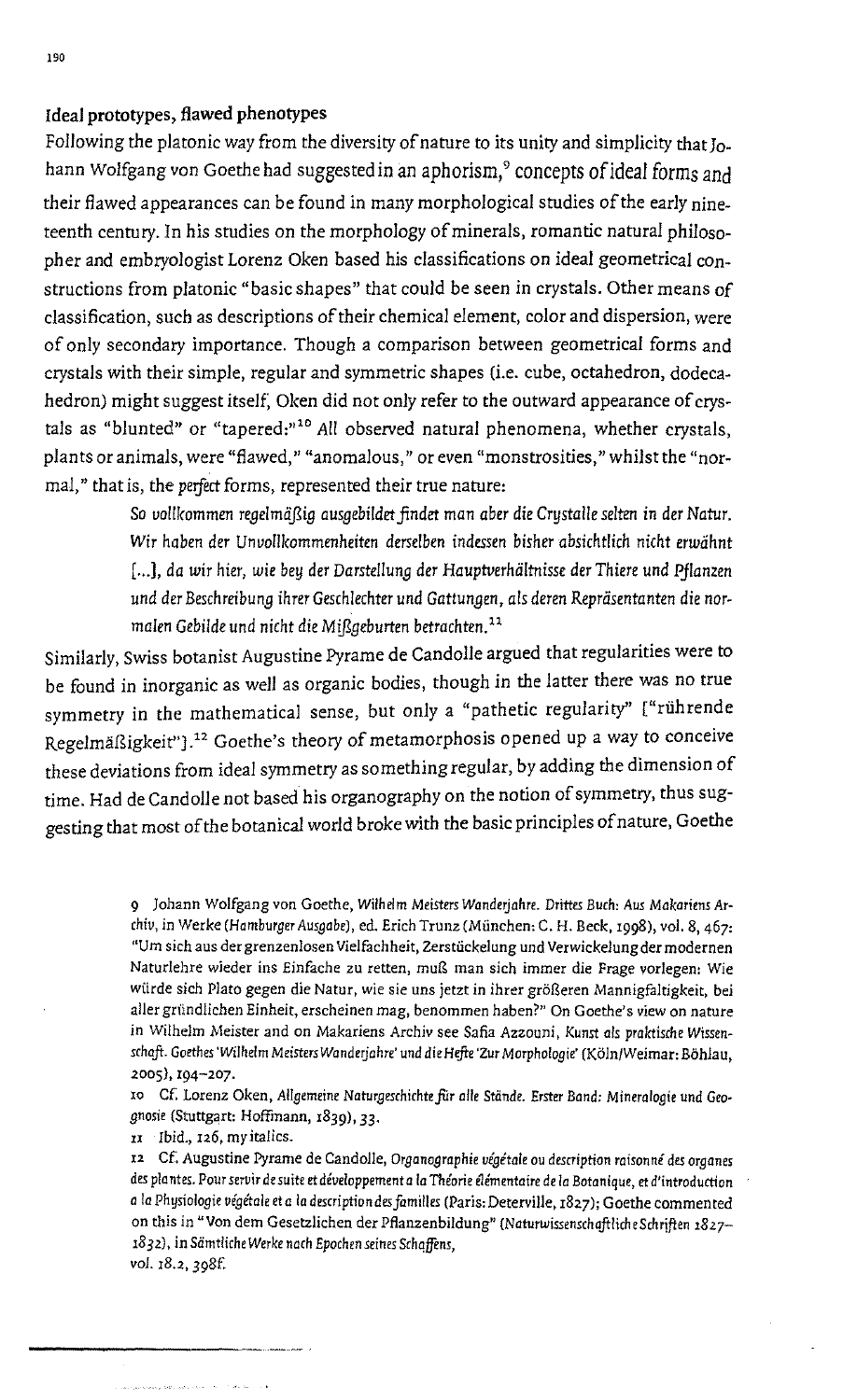### Ideal prototypes, flawed phenotypes

Following the platonic way from the diversity of nature to its unity and simplicity that Johann Wolfgang von Goethe had suggested in an aphorism,[9] concepts of ideal forms and their flawed appearances can be found in many morphological studies of the early nineteenth century. In his studies on the morphology of minerals, romantic natural philosopher and embryologist Lorenz Oken based his classifications on ideal geometrical constructions from platonic "basic shapes" that could be seen in crystals. Other means of classification, such as descriptions of their chemical element, color and dispersion, were of only secondary importance. Though a comparison between geometrical forms and crystals with their simple, regular and symmetric shapes (i.e. cube, octahedron, dodecahedron) might suggest itself, Oken did not only refer to the outward appearance of crystals as "blunted" or "tapered:"[10] *All* observed natural phenomena, whether crystals, plants or animals, were "flawed," "anomalous," or even "monstrosities," whilst the "normal," that is, the *perfect* forms, represented their true nature:

> *So vollkommen regelmäßig ausgebildet findet man aber die Crystalle selten in der Natur. Wir haben der Unvollkommenheiten derselben indessen bisher absichtlich nicht erwähnt [...], da wir hier, wie bey der Darstellung der Hauptverhältnisse der Thiere und Pflanzen und der Beschreibung ihrer Geschlechter und Gattungen, als deren Repräsentanten die normalen Gebilde und nicht die Mißgeburten betrachten.*[11]

Similarly, Swiss botanist Augustine Pyrame de Candolle argued that regularities were to be found in inorganic as well as organic bodies, though in the latter there was no true symmetry in the mathematical sense, but only a "pathetic regularity" ["rührende Regelmäßigkeit"].[12] Goethe's theory of metamorphosis opened up a way to conceive these deviations from ideal symmetry as something regular, by adding the dimension of time. Had de Candolle not based his organography on the notion of symmetry, thus suggesting that most of the botanical world broke with the basic principles of nature, Goethe

---

9 Johann Wolfgang von Goethe, *Wilhelm Meisters Wanderjahre. Drittes Buch: Aus Makariens Archiv*, in Werke (*Hamburger Ausgabe*), ed. Erich Trunz (München: C. H. Beck, 1998), vol. 8, 467: "Um sich aus der grenzenlosen Vielfachheit, Zerstückelung und Verwickelung der modernen Naturlehre wieder ins Einfache zu retten, muß man sich immer die Frage vorlegen: Wie würde sich Plato gegen die Natur, wie sie uns jetzt in ihrer größeren Mannigfaltigkeit, bei aller gründlichen Einheit, erscheinen mag, benommen haben?" On Goethe's view on nature in Wilhelm Meister and on Makariens Archiv see Safia Azzouni, *Kunst als praktische Wissenschaft. Goethes 'Wilhelm Meisters Wanderjahre' und die Hefte 'Zur Morphologie'* (Köln/Weimar: Böhlau, 2005), 194–207.

10 Cf. Lorenz Oken, *Allgemeine Naturgeschichte für alle Stände. Erster Band: Mineralogie und Geognosie* (Stuttgart: Hoffmann, 1839), 33.

11 Ibid., 126, my italics.

12 Cf. Augustine Pyrame de Candolle, *Organographie végétale ou description raisonné des organes des plantes. Pour servir de suite et développement a la Théorie élémentaire de la Botanique, et d'introduction a la Physiologie végétale et a la description des familles* (Paris: Deterville, 1827); Goethe commented on this in "Von dem Gesetzlichen der Pflanzenbildung" (*Naturwissenschaftliche Schriften 1827–1832*), in *Sämtliche Werke nach Epochen seines Schaffens*, vol. 18.2, 398f.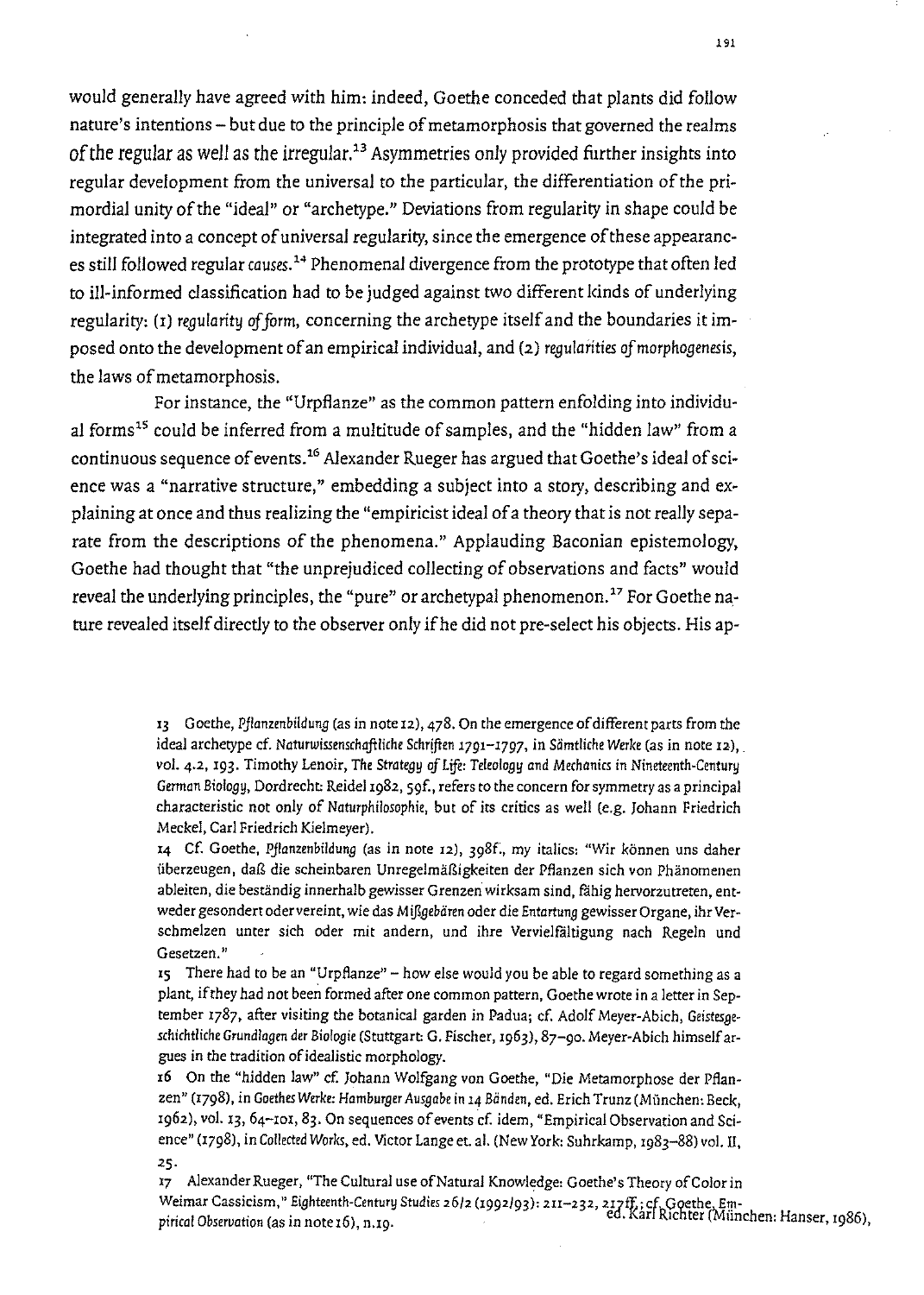would generally have agreed with him: indeed, Goethe conceded that plants did follow nature's intentions – but due to the principle of metamorphosis that governed the realms of the regular as well as the irregular.[13] Asymmetries only provided further insights into regular development from the universal to the particular, the differentiation of the primordial unity of the "ideal" or "archetype." Deviations from regularity in shape could be integrated into a concept of universal regularity, since the emergence of these appearances still followed regular *causes*.[14] Phenomenal divergence from the prototype that often led to ill-informed classification had to be judged against two different kinds of underlying regularity: (1) *regularity of form*, concerning the archetype itself and the boundaries it imposed onto the development of an empirical individual, and (2) *regularities of morphogenesis*, the laws of metamorphosis.

For instance, the "Urpflanze" as the common pattern enfolding into individual forms[15] could be inferred from a multitude of samples, and the "hidden law" from a continuous sequence of events.[16] Alexander Rueger has argued that Goethe's ideal of science was a "narrative structure," embedding a subject into a story, describing and explaining at once and thus realizing the "empiricist ideal of a theory that is not really separate from the descriptions of the phenomena." Applauding Baconian epistemology, Goethe had thought that "the unprejudiced collecting of observations and facts" would reveal the underlying principles, the "pure" or archetypal phenomenon.[17] For Goethe nature revealed itself directly to the observer only if he did not pre-select his objects. His ap-

13 Goethe, *Pflanzenbildung* (as in note 12), 478. On the emergence of different parts from the ideal archetype cf. *Naturwissenschaftliche Schriften 1791–1797*, in *Sämtliche Werke* (as in note 12), vol. 4.2, 193. Timothy Lenoir, *The Strategy of Life: Teleology and Mechanics in Nineteenth-Century German Biology*, Dordrecht: Reidel 1982, 59f., refers to the concern for symmetry as a principal characteristic not only of *Naturphilosophie*, but of its critics as well (e.g. Johann Friedrich Meckel, Carl Friedrich Kielmeyer).

14 Cf. Goethe, *Pflanzenbildung* (as in note 12), 398f., my italics: "Wir können uns daher überzeugen, daß die scheinbaren Unregelmäßigkeiten der Pflanzen sich von Phänomenen ableiten, die beständig innerhalb gewisser Grenzen wirksam sind, fähig hervorzutreten, entweder gesondert oder vereint, wie das *Mißgebären* oder die *Entartung* gewisser Organe, ihr Verschmelzen unter sich oder mit andern, und ihre Vervielfältigung nach Regeln und Gesetzen."

15 There had to be an "Urpflanze" – how else would you be able to regard something as a plant, if they had not been formed after one common pattern, Goethe wrote in a letter in September 1787, after visiting the botanical garden in Padua; cf. Adolf Meyer-Abich, *Geistesgeschichtliche Grundlagen der Biologie* (Stuttgart: G. Fischer, 1963), 87–90. Meyer-Abich himself argues in the tradition of idealistic morphology.

16 On the "hidden law" cf. Johann Wolfgang von Goethe, "Die Metamorphose der Pflanzen" (1798), in *Goethes Werke: Hamburger Ausgabe in 14 Bänden*, ed. Erich Trunz (München: Beck, 1962), vol. 13, 64–101, 83. On sequences of events cf. idem, "Empirical Observation and Science" (1798), in *Collected Works*, ed. Victor Lange et. al. (New York: Suhrkamp, 1983–88) vol. II, 25.

17 Alexander Rueger, "The Cultural use of Natural Knowledge: Goethe's Theory of Color in Weimar Cassicism," *Eighteenth-Century Studies* 26/2 (1992/93): 211–232, 217ff.; cf. Goethe, *Empirical Observation* (as in note 16), n.19. ed. Karl Richter (München: Hanser, 1986),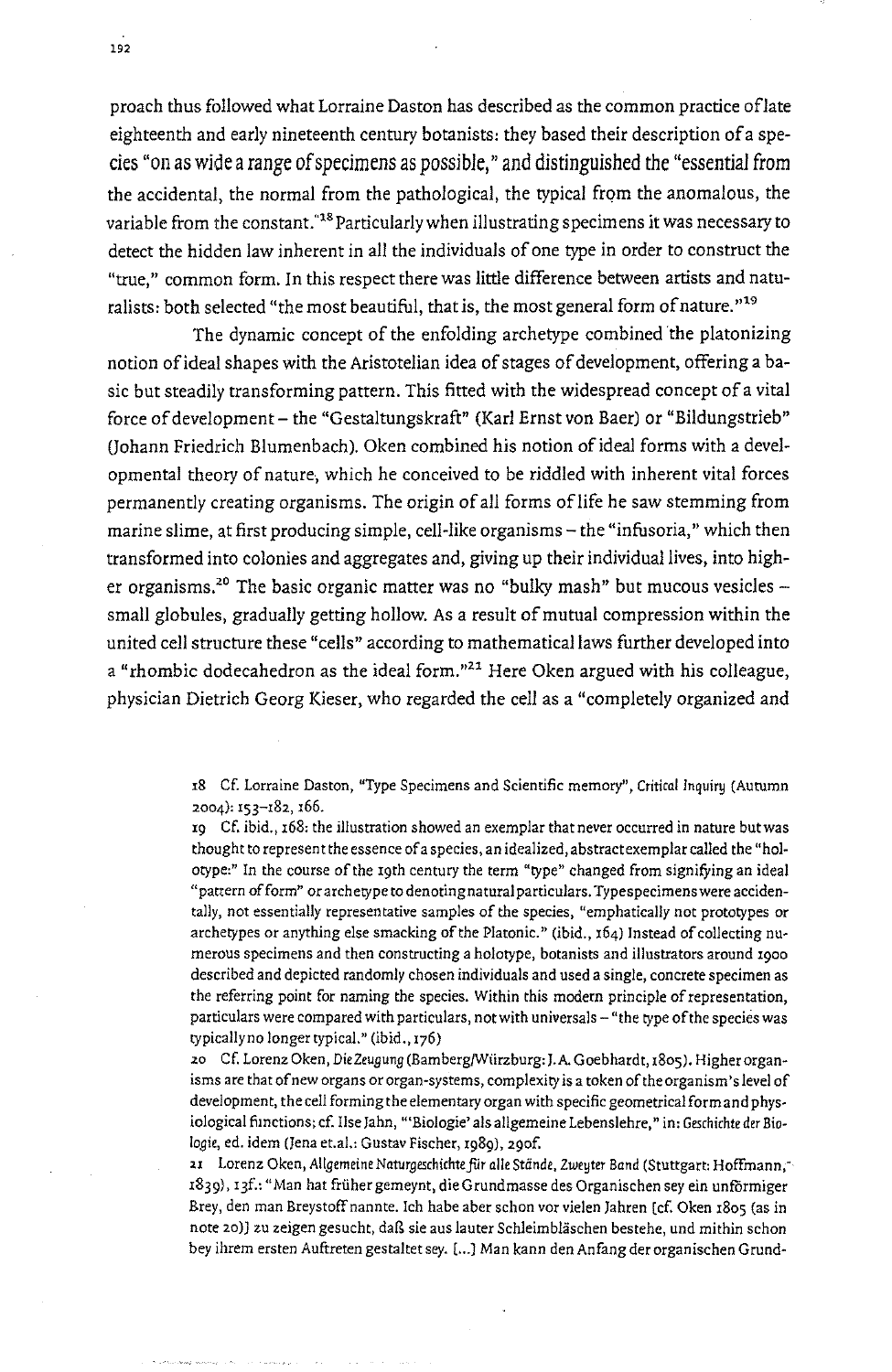proach thus followed what Lorraine Daston has described as the common practice of late eighteenth and early nineteenth century botanists: they based their description of a species "on as wide a range of specimens as possible," and distinguished the "essential from the accidental, the normal from the pathological, the typical from the anomalous, the variable from the constant."[18] Particularly when illustrating specimens it was necessary to detect the hidden law inherent in all the individuals of one type in order to construct the "true," common form. In this respect there was little difference between artists and naturalists: both selected "the most beautiful, that is, the most general form of nature."[19]

The dynamic concept of the enfolding archetype combined the platonizing notion of ideal shapes with the Aristotelian idea of stages of development, offering a basic but steadily transforming pattern. This fitted with the widespread concept of a vital force of development – the "Gestaltungskraft" (Karl Ernst von Baer) or "Bildungstrieb" (Johann Friedrich Blumenbach). Oken combined his notion of ideal forms with a developmental theory of nature, which he conceived to be riddled with inherent vital forces permanently creating organisms. The origin of all forms of life he saw stemming from marine slime, at first producing simple, cell-like organisms – the "infusoria," which then transformed into colonies and aggregates and, giving up their individual lives, into higher organisms.[20] The basic organic matter was no "bulky mash" but mucous vesicles – small globules, gradually getting hollow. As a result of mutual compression within the united cell structure these "cells" according to mathematical laws further developed into a "rhombic dodecahedron as the ideal form."[21] Here Oken argued with his colleague, physician Dietrich Georg Kieser, who regarded the cell as a "completely organized and

18 Cf. Lorraine Daston, "Type Specimens and Scientific memory", *Critical Inquiry* (Autumn 2004): 153–182, 166.

19 Cf. ibid., 168: the illustration showed an exemplar that never occurred in nature but was thought to represent the essence of a species, an idealized, abstract exemplar called the "holotype:" In the course of the 19th century the term "type" changed from signifying an ideal "pattern of form" or archetype to denoting natural particulars. Type specimens were accidentally, not essentially representative samples of the species, "emphatically not prototypes or archetypes or anything else smacking of the Platonic." (ibid., 164) Instead of collecting numerous specimens and then constructing a holotype, botanists and illustrators around 1900 described and depicted randomly chosen individuals and used a single, concrete specimen as the referring point for naming the species. Within this modern principle of representation, particulars were compared with particulars, not with universals – "the type of the species was typically no longer typical." (ibid., 176)

20 Cf. Lorenz Oken, *Die Zeugung* (Bamberg/Würzburg: J. A. Goebhardt, 1805). Higher organisms are that of new organs or organ-systems, complexity is a token of the organism's level of development, the cell forming the elementary organ with specific geometrical form and physiological functions; cf. Ilse Jahn, "'Biologie' als allgemeine Lebenslehre," in: *Geschichte der Biologie*, ed. idem (Jena et.al.: Gustav Fischer, 1989), 290f.

21 Lorenz Oken, *Allgemeine Naturgeschichte für alle Stände, Zweyter Band* (Stuttgart: Hoffmann, 1839), 13f.: "Man hat früher gemeynt, die Grundmasse des Organischen sey ein unförmiger Brey, den man Breystoff nannte. Ich habe aber schon vor vielen Jahren [cf. Oken 1805 (as in note 20)] zu zeigen gesucht, daß sie aus lauter Schleimbläschen bestehe, und mithin schon bey ihrem ersten Auftreten gestaltet sey. [...] Man kann den Anfang der organischen Grund-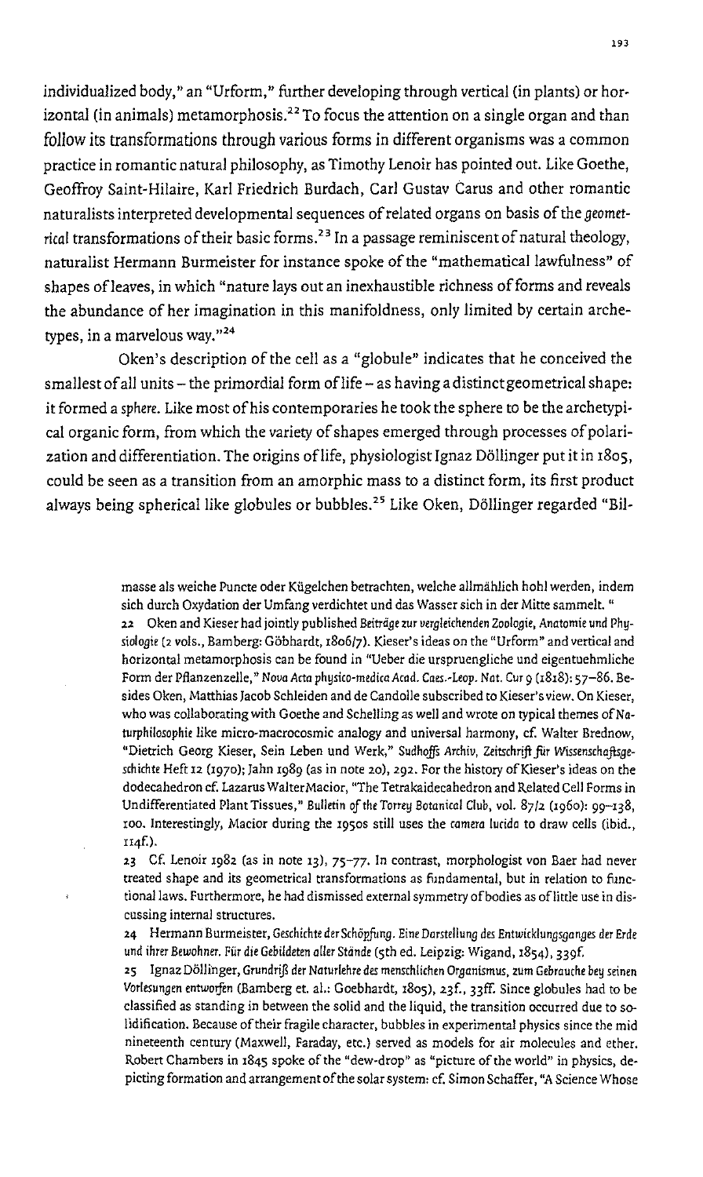individualized body," an "Urform," further developing through vertical (in plants) or horizontal (in animals) metamorphosis.[22] To focus the attention on a single organ and than follow its transformations through various forms in different organisms was a common practice in romantic natural philosophy, as Timothy Lenoir has pointed out. Like Goethe, Geoffroy Saint-Hilaire, Karl Friedrich Burdach, Carl Gustav Carus and other romantic naturalists interpreted developmental sequences of related organs on basis of the *geometrical* transformations of their basic forms.[23] In a passage reminiscent of natural theology, naturalist Hermann Burmeister for instance spoke of the "mathematical lawfulness" of shapes of leaves, in which "nature lays out an inexhaustible richness of forms and reveals the abundance of her imagination in this manifoldness, only limited by certain archetypes, in a marvelous way."[24]

Oken's description of the cell as a "globule" indicates that he conceived the smallest of all units – the primordial form of life – as having a distinct geometrical shape: it formed a *sphere*. Like most of his contemporaries he took the sphere to be the archetypical organic form, from which the variety of shapes emerged through processes of polarization and differentiation. The origins of life, physiologist Ignaz Döllinger put it in 1805, could be seen as a transition from an amorphic mass to a distinct form, its first product always being spherical like globules or bubbles.[25] Like Oken, Döllinger regarded "Bil-

masse als weiche Puncte oder Kügelchen betrachten, welche allmählich hohl werden, indem sich durch Oxydation der Umfang verdichtet und das Wasser sich in der Mitte sammelt. "

22 Oken and Kieser had jointly published *Beiträge zur vergleichenden Zoologie, Anatomie und Physiologie* (2 vols., Bamberg: Göbhardt, 1806/7). Kieser's ideas on the "Urform" and vertical and horizontal metamorphosis can be found in "Ueber die urspruengliche und eigentuehmliche Form der Pflanzenzelle," *Nova Acta physico-medica Acad. Caes.-Leop. Nat. Cur* 9 (1818): 57–86. Besides Oken, Matthias Jacob Schleiden and de Candolle subscribed to Kieser's view. On Kieser, who was collaborating with Goethe and Schelling as well and wrote on typical themes of *Naturphilosophie* like micro-macrocosmic analogy and universal harmony, cf. Walter Brednow, "Dietrich Georg Kieser, Sein Leben und Werk," *Sudhoffs Archiv, Zeitschrift für Wissenschaftsgeschichte* Heft 12 (1970); Jahn 1989 (as in note 20), 292. For the history of Kieser's ideas on the dodecahedron cf. Lazarus Walter Macior, "The Tetrakaidecahedron and Related Cell Forms in Undifferentiated Plant Tissues," *Bulletin of the Torrey Botanical Club*, vol. 87/2 (1960): 99–138, 100. Interestingly, Macior during the 1950s still uses the *camera lucida* to draw cells (ibid., 114f.).

23 Cf. Lenoir 1982 (as in note 13), 75–77. In contrast, morphologist von Baer had never treated shape and its geometrical transformations as fundamental, but in relation to functional laws. Furthermore, he had dismissed external symmetry of bodies as of little use in discussing internal structures.

24 Hermann Burmeister, *Geschichte der Schöpfung. Eine Darstellung des Entwicklungsganges der Erde und ihrer Bewohner. Für die Gebildeten aller Stände* (5th ed. Leipzig: Wigand, 1854), 339f.

25 Ignaz Döllinger, *Grundriß der Naturlehre des menschlichen Organismus, zum Gebrauche bey seinen Vorlesungen entworfen* (Bamberg et. al.: Goebhardt, 1805), 23f., 33ff. Since globules had to be classified as standing in between the solid and the liquid, the transition occurred due to solidification. Because of their fragile character, bubbles in experimental physics since the mid nineteenth century (Maxwell, Faraday, etc.) served as models for air molecules and ether. Robert Chambers in 1845 spoke of the "dew-drop" as "picture of the world" in physics, depicting formation and arrangement of the solar system: cf. Simon Schaffer, "A Science Whose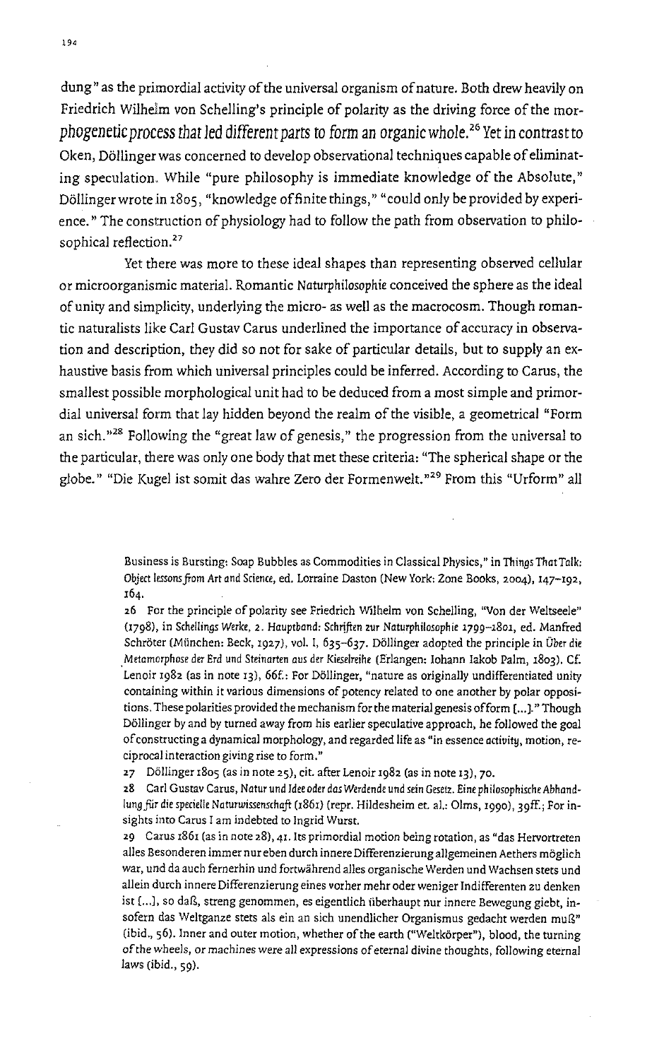dung" as the primordial activity of the universal organism of nature. Both drew heavily on Friedrich Wilhelm von Schelling's principle of polarity as the driving force of the morphogenetic process that led different parts to form an organic whole.[26] Yet in contrast to Oken, Döllinger was concerned to develop observational techniques capable of eliminating speculation. While "pure philosophy is immediate knowledge of the Absolute," Döllinger wrote in 1805, "knowledge of finite things," "could only be provided by experience." The construction of physiology had to follow the path from observation to philosophical reflection.[27]

Yet there was more to these ideal shapes than representing observed cellular or microorganismic material. Romantic *Naturphilosophie* conceived the sphere as the ideal of unity and simplicity, underlying the micro- as well as the macrocosm. Though romantic naturalists like Carl Gustav Carus underlined the importance of accuracy in observation and description, they did so not for sake of particular details, but to supply an exhaustive basis from which universal principles could be inferred. According to Carus, the smallest possible morphological unit had to be deduced from a most simple and primordial universal form that lay hidden beyond the realm of the visible, a geometrical "Form an sich."[28] Following the "great law of genesis," the progression from the universal to the particular, there was only one body that met these criteria: "The spherical shape or the globe." "Die Kugel ist somit das wahre Zero der Formenwelt."[29] From this "Urform" all

Business is Bursting: Soap Bubbles as Commodities in Classical Physics," in *Things That Talk: Object lessons from Art and Science*, ed. Lorraine Daston (New York: Zone Books, 2004), 147–192, 164.

26 For the principle of polarity see Friedrich Wilhelm von Schelling, "Von der Weltseele" (1798), in *Schellings Werke, 2. Hauptband: Schriften zur Naturphilosophie 1799–1801*, ed. Manfred Schröter (München: Beck, 1927), vol. I, 635–637. Döllinger adopted the principle in *Über die Metamorphose der Erd und Steinarten aus der Kieselreihe* (Erlangen: Iohann Iakob Palm, 1803). Cf. Lenoir 1982 (as in note 13), 66f.: For Döllinger, "nature as originally undifferentiated unity containing within it various dimensions of potency related to one another by polar oppositions. These polarities provided the mechanism for the material genesis of form [...]." Though Döllinger by and by turned away from his earlier speculative approach, he followed the goal of constructing a dynamical morphology, and regarded life as "in essence *activity*, motion, reciprocal interaction giving rise to form."

27 Döllinger 1805 (as in note 25), cit. after Lenoir 1982 (as in note 13), 70.

28 Carl Gustav Carus, *Natur und Idee oder das Werdende und sein Gesetz. Eine philosophische Abhandlung für die specielle Naturwissenschaft* (1861) (repr. Hildesheim et. al.: Olms, 1990), 39ff.; For insights into Carus I am indebted to Ingrid Wurst.

29 Carus 1861 (as in note 28), 41. Its primordial motion being rotation, as "das Hervortreten alles Besonderen immer nur eben durch innere Differenzierung allgemeinen Aethers möglich war, und da auch fernerhin und fortwährend alles organische Werden und Wachsen stets und allein durch innere Differenzierung eines vorher mehr oder weniger Indifferenten zu denken ist [...], so daß, streng genommen, es eigentlich überhaupt nur innere Bewegung giebt, insofern das Weltganze stets als ein an sich unendlicher Organismus gedacht werden muß" (ibid., 56). Inner and outer motion, whether of the earth ("Weltkörper"), blood, the turning of the wheels, or machines were all expressions of eternal divine thoughts, following eternal laws (ibid., 59).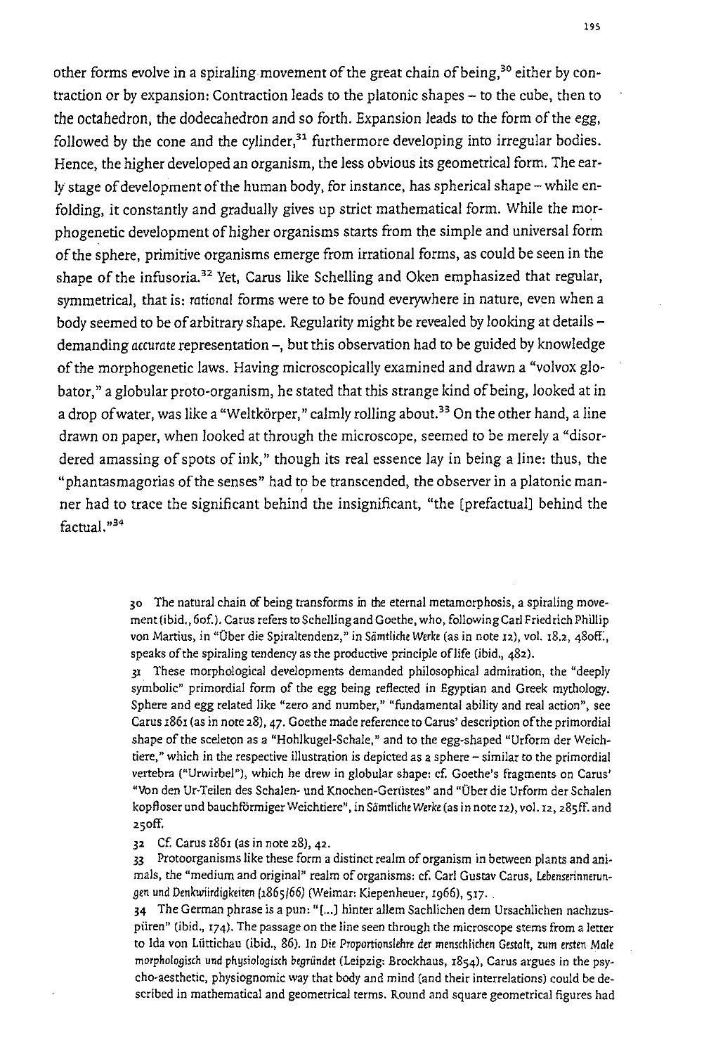other forms evolve in a spiraling movement of the great chain of being,[30] either by contraction or by expansion: Contraction leads to the platonic shapes – to the cube, then to the octahedron, the dodecahedron and so forth. Expansion leads to the form of the egg, followed by the cone and the cylinder,[31] furthermore developing into irregular bodies. Hence, the higher developed an organism, the less obvious its geometrical form. The early stage of development of the human body, for instance, has spherical shape – while enfolding, it constantly and gradually gives up strict mathematical form. While the morphogenetic development of higher organisms starts from the simple and universal form of the sphere, primitive organisms emerge from irrational forms, as could be seen in the shape of the infusoria.[32] Yet, Carus like Schelling and Oken emphasized that regular, symmetrical, that is: *rational* forms were to be found everywhere in nature, even when a body seemed to be of arbitrary shape. Regularity might be revealed by looking at details – demanding *accurate* representation –, but this observation had to be guided by knowledge of the morphogenetic laws. Having microscopically examined and drawn a "volvox globator," a globular proto-organism, he stated that this strange kind of being, looked at in a drop of water, was like a "Weltkörper," calmly rolling about.[33] On the other hand, a line drawn on paper, when looked at through the microscope, seemed to be merely a "disordered amassing of spots of ink," though its real essence lay in being a line: thus, the "phantasmagorias of the senses" had to be transcended, the observer in a platonic manner had to trace the significant behind the insignificant, "the [prefactual] behind the factual."[34]

30 The natural chain of being transforms in the eternal metamorphosis, a spiraling movement (ibid., 6of.). Carus refers to Schelling and Goethe, who, following Carl Friedrich Phillip von Martius, in "Über die Spiraltendenz," in *Sämtliche Werke* (as in note 12), vol. 18.2, 480ff., speaks of the spiraling tendency as the productive principle of life (ibid., 482).

31 These morphological developments demanded philosophical admiration, the "deeply symbolic" primordial form of the egg being reflected in Egyptian and Greek mythology. Sphere and egg related like "zero and number," "fundamental ability and real action", see Carus 1861 (as in note 28), 47. Goethe made reference to Carus' description of the primordial shape of the sceleton as a "Hohlkugel-Schale," and to the egg-shaped "Urform der Weichtiere," which in the respective illustration is depicted as a sphere – similar to the primordial vertebra ("Urwirbel"), which he drew in globular shape: cf. Goethe's fragments on Carus' "Von den Ur-Teilen des Schalen- und Knochen-Gerüstes" and "Über die Urform der Schalen kopfloser und bauchförmiger Weichtiere", in *Sämtliche Werke* (as in note 12), vol. 12, 285ff. and 250ff.

32 Cf. Carus 1861 (as in note 28), 42.

33 Protoorganisms like these form a distinct realm of organism in between plants and animals, the "medium and original" realm of organisms: cf. Carl Gustav Carus, *Lebenserinnerungen und Denkwürdigkeiten (1865/66)* (Weimar: Kiepenheuer, 1966), 517.

34 The German phrase is a pun: "[...] hinter allem Sachlichen dem Ursachlichen nachzuspüren" (ibid., 174). The passage on the line seen through the microscope stems from a letter to Ida von Lüttichau (ibid., 86). In *Die Proportionslehre der menschlichen Gestalt, zum ersten Male morphologisch und physiologisch begründet* (Leipzig: Brockhaus, 1854), Carus argues in the psycho-aesthetic, physiognomic way that body and mind (and their interrelations) could be described in mathematical and geometrical terms. Round and square geometrical figures had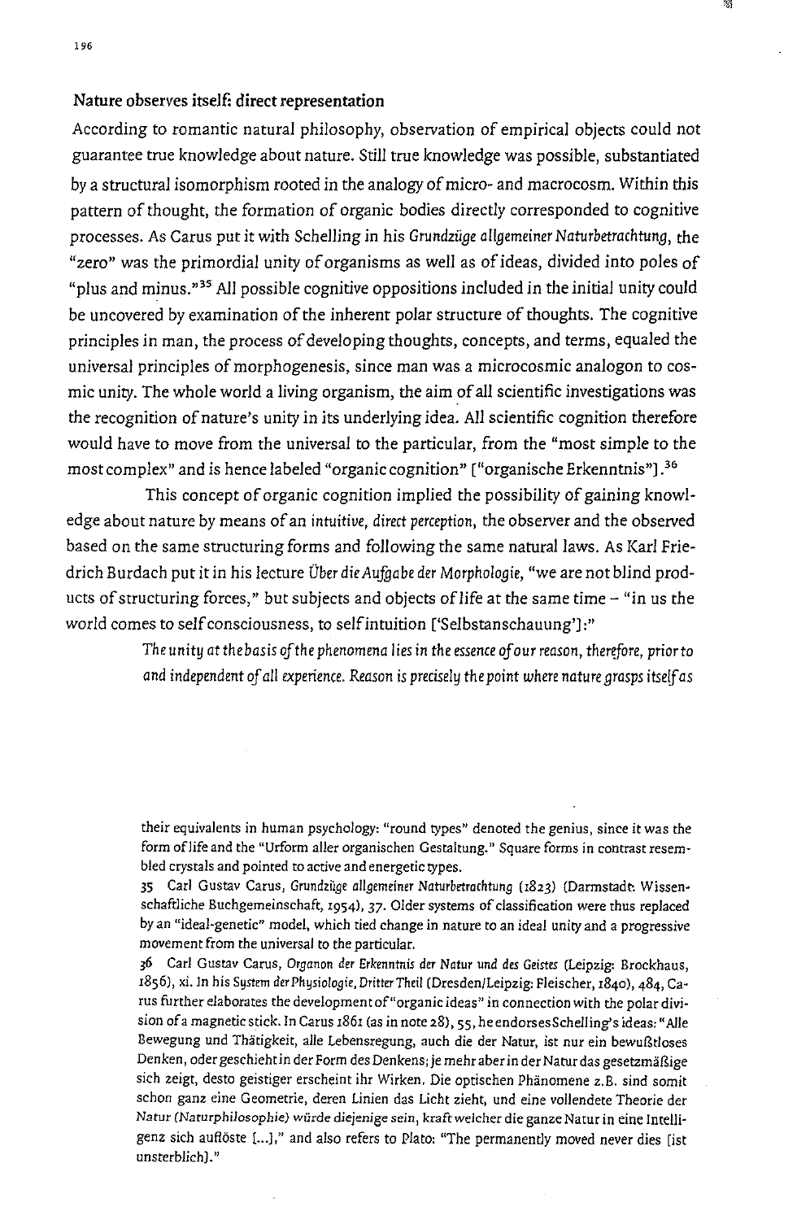## Nature observes itself: direct representation

According to romantic natural philosophy, observation of empirical objects could not guarantee true knowledge about nature. Still true knowledge was possible, substantiated by a structural isomorphism rooted in the analogy of micro- and macrocosm. Within this pattern of thought, the formation of organic bodies directly corresponded to cognitive processes. As Carus put it with Schelling in his *Grundzüge allgemeiner Naturbetrachtung*, the "zero" was the primordial unity of organisms as well as of ideas, divided into poles of "plus and minus."[35] All possible cognitive oppositions included in the initial unity could be uncovered by examination of the inherent polar structure of thoughts. The cognitive principles in man, the process of developing thoughts, concepts, and terms, equaled the universal principles of morphogenesis, since man was a microcosmic analogon to cosmic unity. The whole world a living organism, the aim of all scientific investigations was the recognition of nature's unity in its underlying idea. All scientific cognition therefore would have to move from the universal to the particular, from the "most simple to the most complex" and is hence labeled "organic cognition" ["organische Erkenntnis"].[36]

This concept of organic cognition implied the possibility of gaining knowledge about nature by means of an *intuitive, direct perception*, the observer and the observed based on the same structuring forms and following the same natural laws. As Karl Friedrich Burdach put it in his lecture *Über die Aufgabe der Morphologie*, "we are not blind products of structuring forces," but subjects and objects of life at the same time – "in us the world comes to self consciousness, to self intuition ['Selbstanschauung']:"

> *The unity at the basis of the phenomena lies in the essence of our reason, therefore, prior to and independent of all experience. Reason is precisely the point where nature grasps itself as*

their equivalents in human psychology: "round types" denoted the genius, since it was the form of life and the "Urform aller organischen Gestaltung." Square forms in contrast resembled crystals and pointed to active and energetic types.

35 Carl Gustav Carus, *Grundzüge allgemeiner Naturbetrachtung* (1823) (Darmstadt: Wissenschaftliche Buchgemeinschaft, 1954), 37. Older systems of classification were thus replaced by an "ideal-genetic" model, which tied change in nature to an ideal unity and a progressive movement from the universal to the particular.

36 Carl Gustav Carus, *Organon der Erkenntnis der Natur und des Geistes* (Leipzig: Brockhaus, 1856), xi. In his *System der Physiologie, Dritter Theil* (Dresden/Leipzig: Fleischer, 1840), 484, Carus further elaborates the development of "organic ideas" in connection with the polar division of a magnetic stick. In Carus 1861 (as in note 28), 55, he endorses Schelling's ideas: "Alle Bewegung und Thätigkeit, alle Lebensregung, auch die der Natur, ist nur ein bewußtloses Denken, oder geschieht in der Form des Denkens; je mehr aber in der Natur das gesetzmäßige sich zeigt, desto geistiger erscheint ihr Wirken. Die optischen Phänomene z.B. sind somit schon ganz eine Geometrie, deren Linien das Licht zieht, und eine vollendete Theorie der Natur (Naturphilosophie) würde diejenige sein, kraft welcher die ganze Natur in eine Intelligenz sich auflöste [...]," and also refers to Plato: "The permanently moved never dies [ist unsterblich]."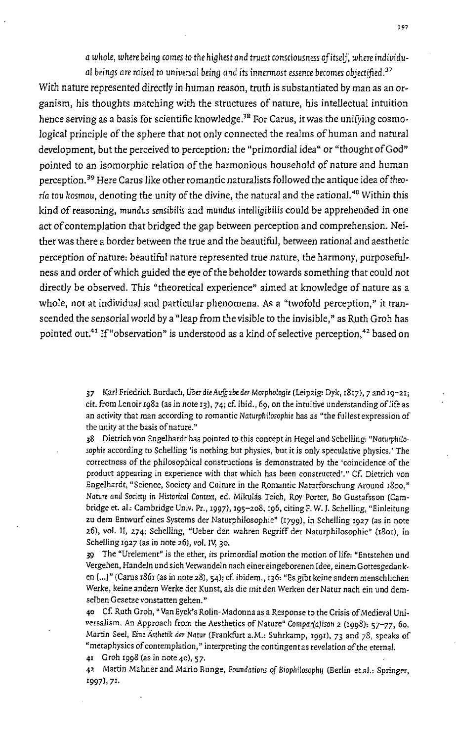*a whole, where being comes to the highest and truest consciousness of itself, where individual beings are raised to universal being and its innermost essence becomes objectified.*[37]

With nature represented directly in human reason, truth is substantiated by man as an organism, his thoughts matching with the structures of nature, his intellectual intuition hence serving as a basis for scientific knowledge.[38] For Carus, it was the unifying cosmological principle of the sphere that not only connected the realms of human and natural development, but the perceived to perception: the "primordial idea" or "thought of God" pointed to an isomorphic relation of the harmonious household of nature and human perception.[39] Here Carus like other romantic naturalists followed the antique idea of *theoría tou kosmou*, denoting the unity of the divine, the natural and the rational.[40] Within this kind of reasoning, *mundus sensibilis* and *mundus intelligibilis* could be apprehended in one act of contemplation that bridged the gap between perception and comprehension. Neither was there a border between the true and the beautiful, between rational and aesthetic perception of nature: beautiful nature represented true nature, the harmony, purposefulness and order of which guided the eye of the beholder towards something that could not directly be observed. This "theoretical experience" aimed at knowledge of nature as a whole, not at individual and particular phenomena. As a "twofold perception," it transcended the sensorial world by a "leap from the visible to the invisible," as Ruth Groh has pointed out.[41] If "observation" is understood as a kind of selective perception,[42] based on

---

37 Karl Friedrich Burdach, *Über die Aufgabe der Morphologie* (Leipzig: Dyk, 1817), 7 and 19–21; cit. from Lenoir 1982 (as in note 13), 74; cf. ibid., 69, on the intuitive understanding of life as an activity that man according to romantic *Naturphilosophie* has as "the fullest expression of the unity at the basis of nature."

38 Dietrich von Engelhardt has pointed to this concept in Hegel and Schelling: "*Naturphilosophie* according to Schelling 'is nothing but physics, but it is only speculative physics.' The correctness of the philosophical constructions is demonstrated by the 'coincidence of the product appearing in experience with that which has been constructed'." Cf. Dietrich von Engelhardt, "Science, Society and Culture in the Romantic Naturforschung Around 1800," *Nature and Society in Historical Context*, ed. Mikuláš Teich, Roy Porter, Bo Gustafsson (Cambridge et. al.: Cambridge Univ. Pr., 1997), 195–208, 196, citing F. W. J. Schelling, "Einleitung zu dem Entwurf eines Systems der Naturphilosophie" (1799), in Schelling 1927 (as in note 26), vol. II, 274; Schelling, "Ueber den wahren Begriff der Naturphilosophie" (1801), in Schelling 1927 (as in note 26), vol. IV, 30.

39 The "Urelement" is the ether, its primordial motion the motion of life: "Entstehen und Vergehen, Handeln und sich Verwandeln nach einer eingeborenen Idee, einem Gottesgedanken [...]" (Carus 1861 (as in note 28), 54); cf. ibidem., 136: "Es gibt keine andern menschlichen Werke, keine andern Werke der Kunst, als die mit den Werken der Natur nach ein und demselben Gesetze vonstatten gehen."

40 Cf. Ruth Groh, "Van Eyck's Rolin-Madonna as a Response to the Crisis of Medieval Universalism. An Approach from the Aesthetics of Nature" *Compar(a)ison* 2 (1998): 57–77, 60. Martin Seel, *Eine Ästhetik der Natur* (Frankfurt a.M.: Suhrkamp, 1991), 73 and 78, speaks of "metaphysics of contemplation," interpreting the contingent as revelation of the eternal.

41 Groh 1998 (as in note 40), 57.

42 Martin Mahner and Mario Bunge, *Foundations of Biophilosophy* (Berlin et.al.: Springer, 1997), 71.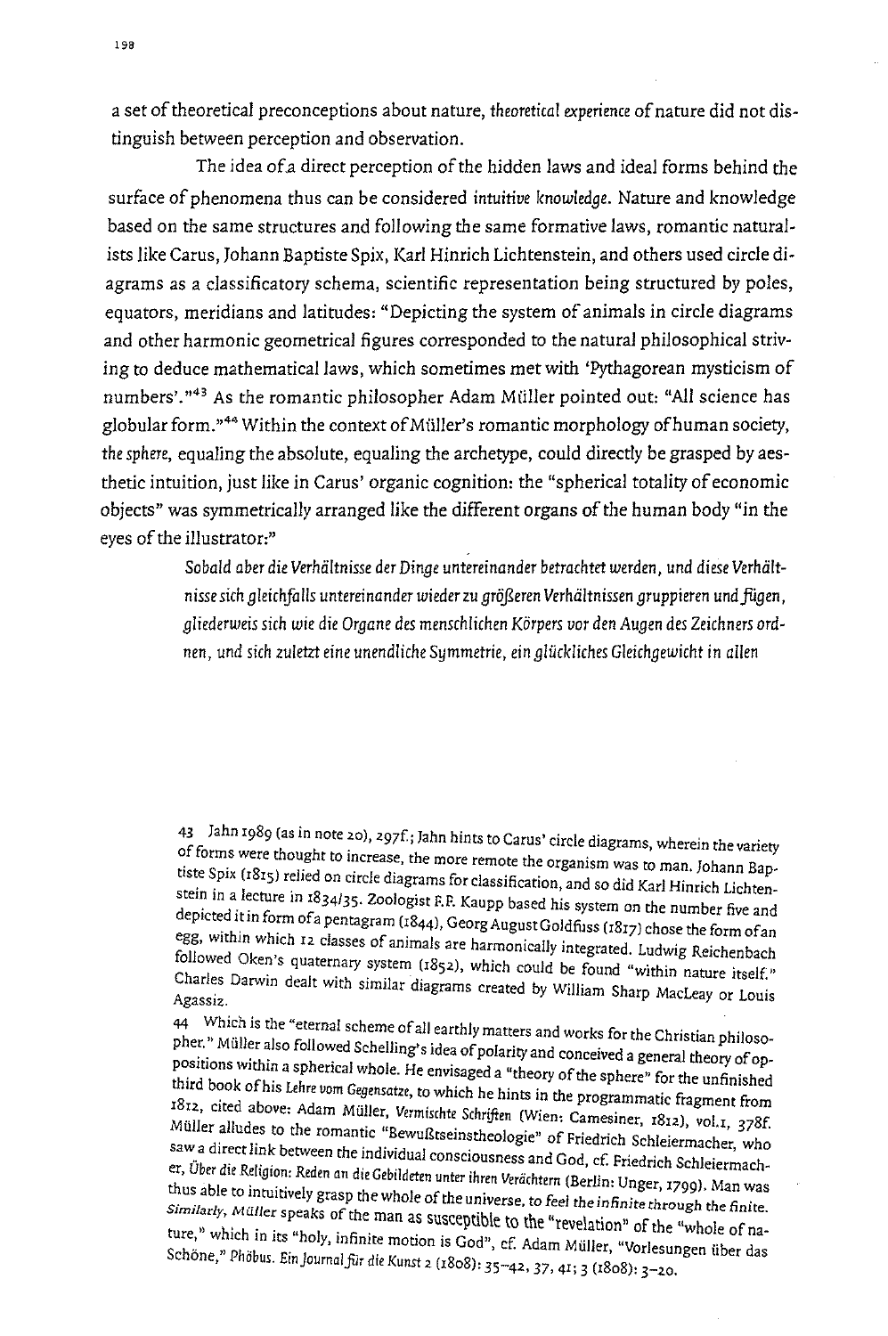a set of theoretical preconceptions about nature, *theoretical experience* of nature did not distinguish between perception and observation.

The idea of a direct perception of the hidden laws and ideal forms behind the surface of phenomena thus can be considered *intuitive knowledge*. Nature and knowledge based on the same structures and following the same formative laws, romantic naturalists like Carus, Johann Baptiste Spix, Karl Hinrich Lichtenstein, and others used circle diagrams as a classificatory schema, scientific representation being structured by poles, equators, meridians and latitudes: "Depicting the system of animals in circle diagrams and other harmonic geometrical figures corresponded to the natural philosophical striving to deduce mathematical laws, which sometimes met with 'Pythagorean mysticism of numbers'."[43] As the romantic philosopher Adam Müller pointed out: "All science has globular form."[44] Within the context of Müller's romantic morphology of human society, *the sphere*, equaling the absolute, equaling the archetype, could directly be grasped by aesthetic intuition, just like in Carus' organic cognition: the "spherical totality of economic objects" was symmetrically arranged like the different organs of the human body "in the eyes of the illustrator:"

> *Sobald aber die Verhältnisse der Dinge untereinander betrachtet werden, und diese Verhältnisse sich gleichfalls untereinander wieder zu größeren Verhältnissen gruppieren und fügen, gliederweis sich wie die Organe des menschlichen Körpers vor den Augen des Zeichners ordnen, und sich zuletzt eine unendliche Symmetrie, ein glückliches Gleichgewicht in allen*

43 Jahn 1989 (as in note 20), 297f.; Jahn hints to Carus' circle diagrams, wherein the variety of forms were thought to increase, the more remote the organism was to man. Johann Baptiste Spix (1815) relied on circle diagrams for classification, and so did Karl Hinrich Lichtenstein in a lecture in 1834/35. Zoologist F.F. Kaupp based his system on the number five and depicted it in form of a pentagram (1844), Georg August Goldfuss (1817) chose the form of an egg, within which 12 classes of animals are harmonically integrated. Ludwig Reichenbach followed Oken's quaternary system (1852), which could be found "within nature itself." Charles Darwin dealt with similar diagrams created by William Sharp MacLeay or Louis Agassiz.

44 Which is the "eternal scheme of all earthly matters and works for the Christian philosopher." Müller also followed Schelling's idea of polarity and conceived a general theory of oppositions within a spherical whole. He envisaged a "theory of the sphere" for the unfinished third book of his *Lehre vom Gegensatze*, to which he hints in the programmatic fragment from 1812, cited above: Adam Müller, *Vermischte Schriften* (Wien: Camesiner, 1812), vol.1, 378f. Müller alludes to the romantic "Bewußtseinstheologie" of Friedrich Schleiermacher, who saw a direct link between the individual consciousness and God, cf. Friedrich Schleiermacher, *Über die Religion: Reden an die Gebildeten unter ihren Verächtern* (Berlin: Unger, 1799). Man was thus able to intuitively grasp the whole of the universe, *to feel the infinite through the finite*. *Similarly*, *Müller* speaks of the man as susceptible to the "revelation" of the "whole of nature," which in its "holy, infinite motion is God", cf. Adam Müller, "Vorlesungen über das Schöne," *Phöbus. Ein Journal für die Kunst* 2 (1808): 35–42, 37, 41; 3 (1808): 3–20.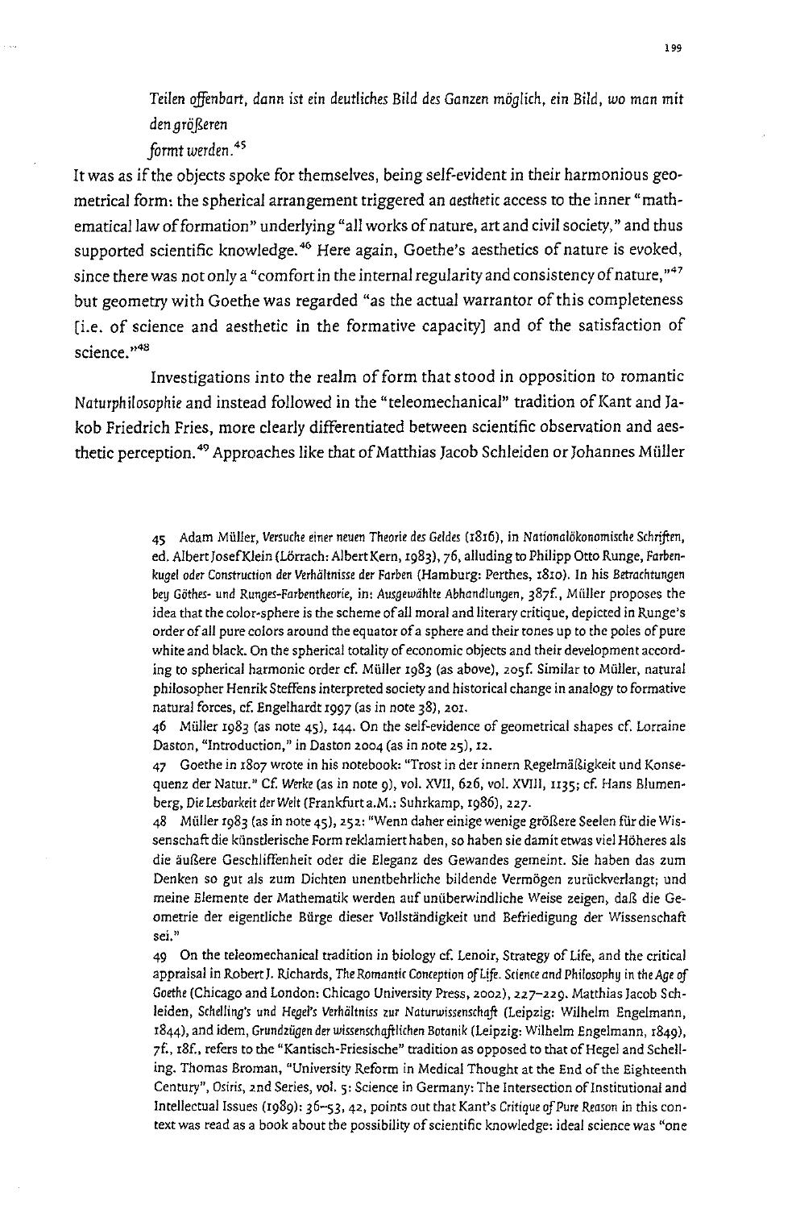*Teilen offenbart, dann ist ein deutliches Bild des Ganzen möglich, ein Bild, wo man mit den größeren*

*formt werden.*[45]

It was as if the objects spoke for themselves, being self-evident in their harmonious geometrical form: the spherical arrangement triggered an *aesthetic* access to the inner "mathematical law of formation" underlying "all works of nature, art and civil society," and thus supported scientific knowledge.[46] Here again, Goethe's aesthetics of nature is evoked, since there was not only a "comfort in the internal regularity and consistency of nature,"[47] but geometry with Goethe was regarded "as the actual warrantor of this completeness [i.e. of science and aesthetic in the formative capacity] and of the satisfaction of science."[48]

Investigations into the realm of form that stood in opposition to romantic *Naturphilosophie* and instead followed in the "teleomechanical" tradition of Kant and Jakob Friedrich Fries, more clearly differentiated between scientific observation and aesthetic perception.[49] Approaches like that of Matthias Jacob Schleiden or Johannes Müller

45 Adam Müller, *Versuche einer neuen Theorie des Geldes* (1816), in *Nationalökonomische Schriften*, ed. Albert Josef Klein (Lörrach: Albert Kern, 1983), 76, alluding to Philipp Otto Runge, *Farbenkugel oder Construction der Verhältnisse der Farben* (Hamburg: Perthes, 1810). In his *Betrachtungen bey Göthes- und Runges-Farbentheorie*, in: *Ausgewählte Abhandlungen*, 387f., Müller proposes the idea that the color-sphere is the scheme of all moral and literary critique, depicted in Runge's order of all pure colors around the equator of a sphere and their tones up to the poles of pure white and black. On the spherical totality of economic objects and their development according to spherical harmonic order cf. Müller 1983 (as above), 205f. Similar to Müller, natural philosopher Henrik Steffens interpreted society and historical change in analogy to formative natural forces, cf. Engelhardt 1997 (as in note 38), 201.

46 Müller 1983 (as note 45), 144. On the self-evidence of geometrical shapes cf. Lorraine Daston, "Introduction," in Daston 2004 (as in note 25), 12.

47 Goethe in 1807 wrote in his notebook: "Trost in der innern Regelmäßigkeit und Konsequenz der Natur." Cf. *Werke* (as in note 9), vol. XVII, 626, vol. XVIII, 1135; cf. Hans Blumenberg, *Die Lesbarkeit der Welt* (Frankfurt a.M.: Suhrkamp, 1986), 227.

48 Müller 1983 (as in note 45), 252: "Wenn daher einige wenige größere Seelen für die Wissenschaft die künstlerische Form reklamiert haben, so haben sie damit etwas viel Höheres als die äußere Geschliffenheit oder die Eleganz des Gewandes gemeint. Sie haben das zum Denken so gut als zum Dichten unentbehrliche bildende Vermögen zurückverlangt; und meine Elemente der Mathematik werden auf unüberwindliche Weise zeigen, daß die Geometrie der eigentliche Bürge dieser Vollständigkeit und Befriedigung der Wissenschaft sei."

49 On the teleomechanical tradition in biology cf. Lenoir, Strategy of Life, and the critical appraisal in Robert J. Richards, *The Romantic Conception of Life. Science and Philosophy in the Age of Goethe* (Chicago and London: Chicago University Press, 2002), 227–229. Matthias Jacob Schleiden, *Schelling's und Hegel's Verhältniss zur Naturwissenschaft* (Leipzig: Wilhelm Engelmann, 1844), and idem, *Grundzügen der wissenschaftlichen Botanik* (Leipzig: Wilhelm Engelmann, 1849), 7f., 18f., refers to the "Kantisch-Friesische" tradition as opposed to that of Hegel and Schelling. Thomas Broman, "University Reform in Medical Thought at the End of the Eighteenth Century", *Osiris*, 2nd Series, vol. 5: Science in Germany: The Intersection of Institutional and Intellectual Issues (1989): 36–53, 42, points out that Kant's *Critique of Pure Reason* in this context was read as a book about the possibility of scientific knowledge: ideal science was "one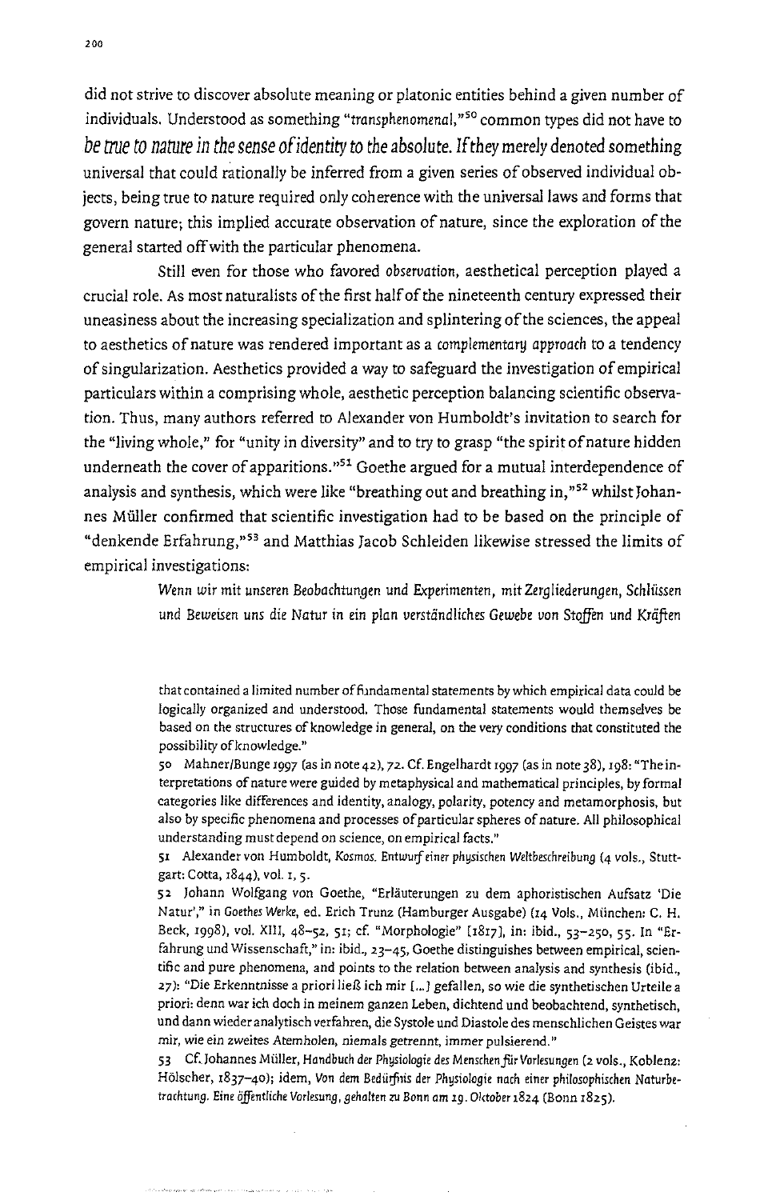did not strive to discover absolute meaning or platonic entities behind a given number of individuals. Understood as something "*transphenomenal*,"[50] common types did not have to be true to nature in the sense of identity to the absolute. If they merely denoted something universal that could rationally be inferred from a given series of observed individual objects, being true to nature required only coherence with the universal laws and forms that govern nature; this implied accurate observation of nature, since the exploration of the general started off with the particular phenomena.

Still even for those who favored *observation*, aesthetical perception played a crucial role. As most naturalists of the first half of the nineteenth century expressed their uneasiness about the increasing specialization and splintering of the sciences, the appeal to aesthetics of nature was rendered important as a *complementary approach* to a tendency of singularization. Aesthetics provided a way to safeguard the investigation of empirical particulars within a comprising whole, aesthetic perception balancing scientific observation. Thus, many authors referred to Alexander von Humboldt's invitation to search for the "living whole," for "unity in diversity" and to try to grasp "the spirit of nature hidden underneath the cover of apparitions."[51] Goethe argued for a mutual interdependence of analysis and synthesis, which were like "breathing out and breathing in,"[52] whilst Johannes Müller confirmed that scientific investigation had to be based on the principle of "denkende Erfahrung,"[53] and Matthias Jacob Schleiden likewise stressed the limits of empirical investigations:

> *Wenn wir mit unseren Beobachtungen und Experimenten, mit Zergliederungen, Schlüssen und Beweisen uns die Natur in ein plan verständliches Gewebe von Stoffen und Kräften*

---

that contained a limited number of fundamental statements by which empirical data could be logically organized and understood. Those fundamental statements would themselves be based on the structures of knowledge in general, on the very conditions that constituted the possibility of knowledge."

50 Mahner/Bunge 1997 (as in note 42), 72. Cf. Engelhardt 1997 (as in note 38), 198: "The interpretations of nature were guided by metaphysical and mathematical principles, by formal categories like differences and identity, analogy, polarity, potency and metamorphosis, but also by specific phenomena and processes of particular spheres of nature. All philosophical understanding must depend on science, on empirical facts."

51 Alexander von Humboldt, *Kosmos. Entwurf einer physischen Weltbeschreibung* (4 vols., Stuttgart: Cotta, 1844), vol. 1, 5.

52 Johann Wolfgang von Goethe, "Erläuterungen zu dem aphoristischen Aufsatz 'Die Natur'," in *Goethes Werke*, ed. Erich Trunz (Hamburger Ausgabe) (14 Vols., München: C. H. Beck, 1998), vol. XIII, 48–52, 51; cf. "Morphologie" [1817], in: ibid., 53–250, 55. In "Erfahrung und Wissenschaft," in: ibid., 23–45, Goethe distinguishes between empirical, scientific and pure phenomena, and points to the relation between analysis and synthesis (ibid., 27): "Die Erkenntnisse a priori ließ ich mir [...] gefallen, so wie die synthetischen Urteile a priori: denn war ich doch in meinem ganzen Leben, dichtend und beobachtend, synthetisch, und dann wieder analytisch verfahren, die Systole und Diastole des menschlichen Geistes war mir, wie ein zweites Atemholen, niemals getrennt, immer pulsierend."

53 Cf. Johannes Müller, *Handbuch der Physiologie des Menschen für Vorlesungen* (2 vols., Koblenz: Hölscher, 1837–40); idem, *Von dem Bedürfnis der Physiologie nach einer philosophischen Naturbetrachtung. Eine öffentliche Vorlesung, gehalten zu Bonn am 19. Oktober 1824* (Bonn 1825).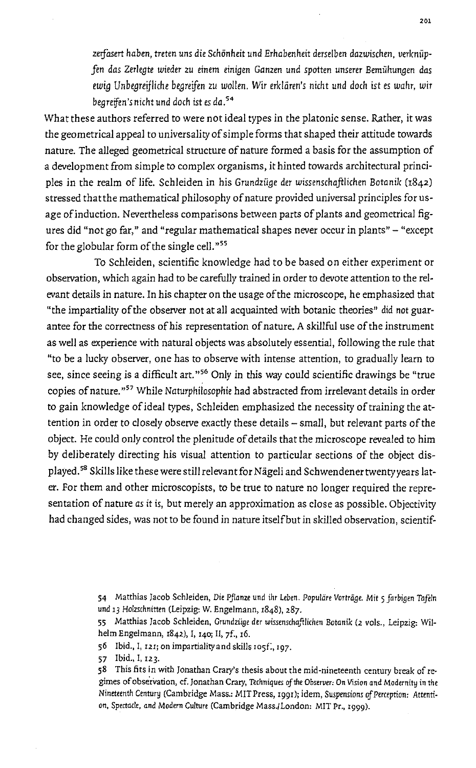*zerfasert haben, treten uns die Schönheit und Erhabenheit derselben dazwischen, verknüpfen das Zerlegte wieder zu einem einigen Ganzen und spotten unserer Bemühungen das ewig Unbegreifliche begreifen zu wollen. Wir erklären's nicht und doch ist es wahr, wir begreifen's nicht und doch ist es da.*[54]

What these authors referred to were not ideal types in the platonic sense. Rather, it was the geometrical appeal to universality of simple forms that shaped their attitude towards nature. The alleged geometrical structure of nature formed a basis for the assumption of a development from simple to complex organisms, it hinted towards architectural principles in the realm of life. Schleiden in his *Grundzüge der wissenschaftlichen Botanik* (1842) stressed that the mathematical philosophy of nature provided universal principles for usage of induction. Nevertheless comparisons between parts of plants and geometrical figures did "not go far," and "regular mathematical shapes never occur in plants" – "except for the globular form of the single cell."[55]

To Schleiden, scientific knowledge had to be based on either experiment or observation, which again had to be carefully trained in order to devote attention to the relevant details in nature. In his chapter on the usage of the microscope, he emphasized that "the impartiality of the observer not at all acquainted with botanic theories" *did not* guarantee for the correctness of his representation of nature. A skillful use of the instrument as well as experience with natural objects was absolutely essential, following the rule that "to be a lucky observer, one has to observe with intense attention, to gradually learn to see, since seeing is a difficult art."[56] Only in this way could scientific drawings be "true copies of nature."[57] While *Naturphilosophie* had abstracted from irrelevant details in order to gain knowledge of ideal types, Schleiden emphasized the necessity of training the attention in order to closely observe exactly these details – small, but relevant parts of the object. He could only control the plenitude of details that the microscope revealed to him by deliberately directing his visual attention to particular sections of the object displayed.[58] Skills like these were still relevant for Nägeli and Schwendener twenty years later. For them and other microscopists, to be true to nature no longer required the representation of nature *as it is*, but merely an approximation as close as possible. Objectivity had changed sides, was not to be found in nature itself but in skilled observation, scientif-

54 Matthias Jacob Schleiden, *Die Pflanze und ihr Leben. Populäre Vorträge. Mit 5 farbigen Tafeln und 13 Holzschnitten* (Leipzig: W. Engelmann, 1848), 287.

55 Matthias Jacob Schleiden, *Grundzüge der wissenschaftlichen Botanik* (2 vols., Leipzig: Wilhelm Engelmann, 1842), I, 140; II, 7f., 16.

56 Ibid., I, 121; on impartiality and skills 105f., 197.

57 Ibid., I, 123.

58 This fits in with Jonathan Crary's thesis about the mid-nineteenth century break of regimes of observation, cf. Jonathan Crary, *Techniques of the Observer: On Vision and Modernity in the Nineteenth Century* (Cambridge Mass.: MIT Press, 1991); idem, *Suspensions of Perception: Attention, Spectacle, and Modern Culture* (Cambridge Mass./London: MIT Pr., 1999).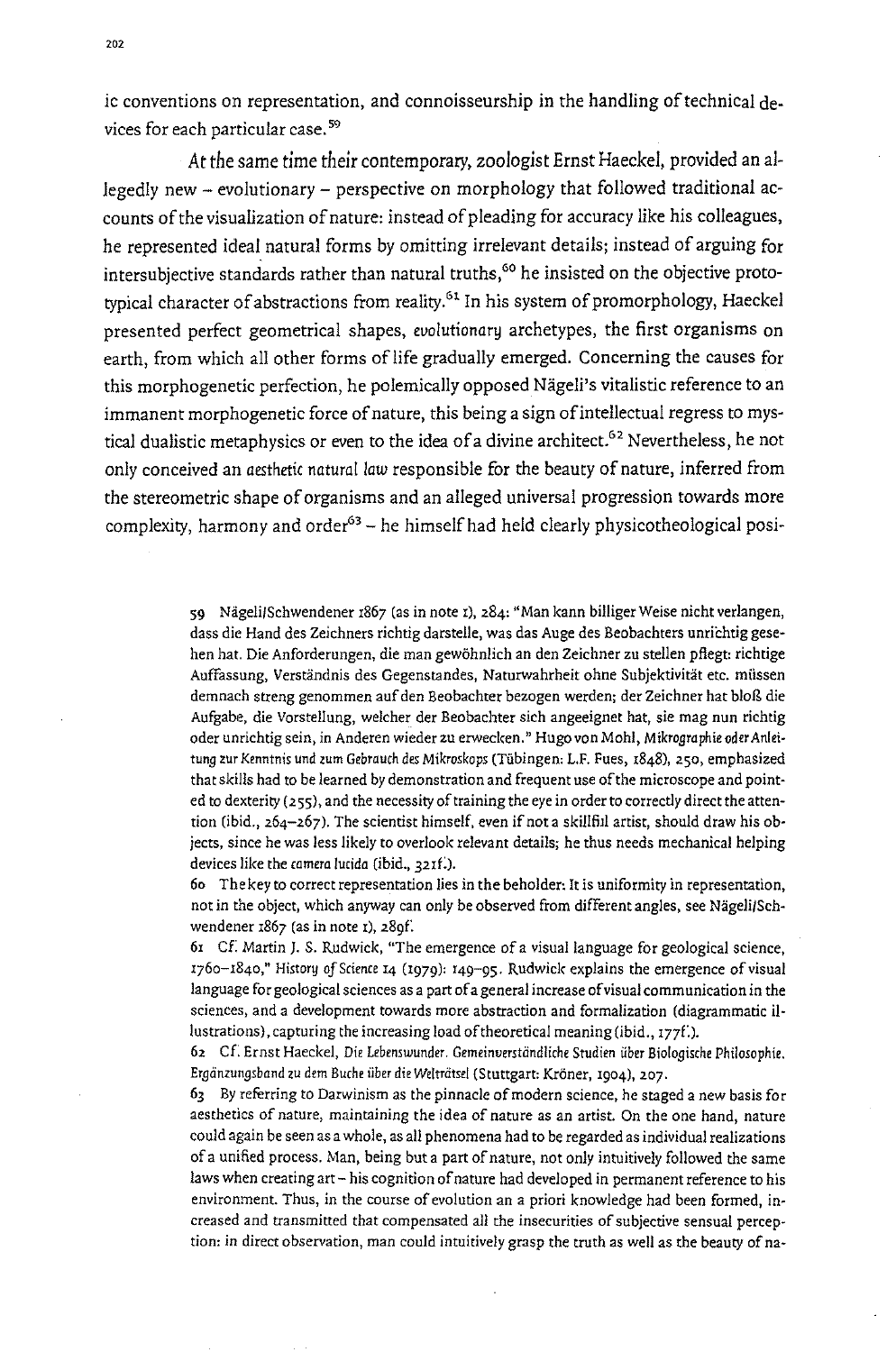ic conventions on representation, and connoisseurship in the handling of technical devices for each particular case.[59]

At the same time their contemporary, zoologist Ernst Haeckel, provided an allegedly new – evolutionary – perspective on morphology that followed traditional accounts of the visualization of nature: instead of pleading for accuracy like his colleagues, he represented ideal natural forms by omitting irrelevant details; instead of arguing for intersubjective standards rather than natural truths,[60] he insisted on the objective prototypical character of abstractions from reality.[61] In his system of promorphology, Haeckel presented perfect geometrical shapes, *evolutionary* archetypes, the first organisms on earth, from which all other forms of life gradually emerged. Concerning the causes for this morphogenetic perfection, he polemically opposed Nägeli's vitalistic reference to an immanent morphogenetic force of nature, this being a sign of intellectual regress to mystical dualistic metaphysics or even to the idea of a divine architect.[62] Nevertheless, he not only conceived an *aesthetic natural law* responsible for the beauty of nature, inferred from the stereometric shape of organisms and an alleged universal progression towards more complexity, harmony and order[63] – he himself had held clearly physicotheological posi-

59 Nägeli/Schwendener 1867 (as in note 1), 284: "Man kann billiger Weise nicht verlangen, dass die Hand des Zeichners richtig darstelle, was das Auge des Beobachters unrichtig gesehen hat. Die Anforderungen, die man gewöhnlich an den Zeichner zu stellen pflegt: richtige Auffassung, Verständnis des Gegenstandes, Naturwahrheit ohne Subjektivität etc. müssen demnach streng genommen auf den Beobachter bezogen werden; der Zeichner hat bloß die Aufgabe, die Vorstellung, welcher der Beobachter sich angeeignet hat, sie mag nun richtig oder unrichtig sein, in Anderen wieder zu erwecken." Hugo von Mohl, *Mikrographie oder Anleitung zur Kenntnis und zum Gebrauch des Mikroskops* (Tübingen: L.F. Fues, 1848), 250, emphasized that skills had to be learned by demonstration and frequent use of the microscope and pointed to dexterity (255), and the necessity of training the eye in order to correctly direct the attention (ibid., 264–267). The scientist himself, even if not a skillful artist, should draw his objects, since he was less likely to overlook relevant details; he thus needs mechanical helping devices like the *camera lucida* (ibid., 321f.).

60 The key to correct representation lies in the beholder: It is uniformity in representation, not in the object, which anyway can only be observed from different angles, see Nägeli/Schwendener 1867 (as in note 1), 289f.

61 Cf. Martin J. S. Rudwick, "The emergence of a visual language for geological science, 1760–1840," *History of Science* 14 (1979): 149–95. Rudwick explains the emergence of visual language for geological sciences as a part of a general increase of visual communication in the sciences, and a development towards more abstraction and formalization (diagrammatic illustrations), capturing the increasing load of theoretical meaning (ibid., 177f.).

62 Cf. Ernst Haeckel, *Die Lebenswunder. Gemeinverständliche Studien über Biologische Philosophie. Ergänzungsband zu dem Buche über die Welträtsel* (Stuttgart: Kröner, 1904), 207.

63 By referring to Darwinism as the pinnacle of modern science, he staged a new basis for aesthetics of nature, maintaining the idea of nature as an artist. On the one hand, nature could again be seen as a whole, as all phenomena had to be regarded as individual realizations of a unified process. Man, being but a part of nature, not only intuitively followed the same laws when creating art – his cognition of nature had developed in permanent reference to his environment. Thus, in the course of evolution an a priori knowledge had been formed, increased and transmitted that compensated all the insecurities of subjective sensual perception: in direct observation, man could intuitively grasp the truth as well as the beauty of na-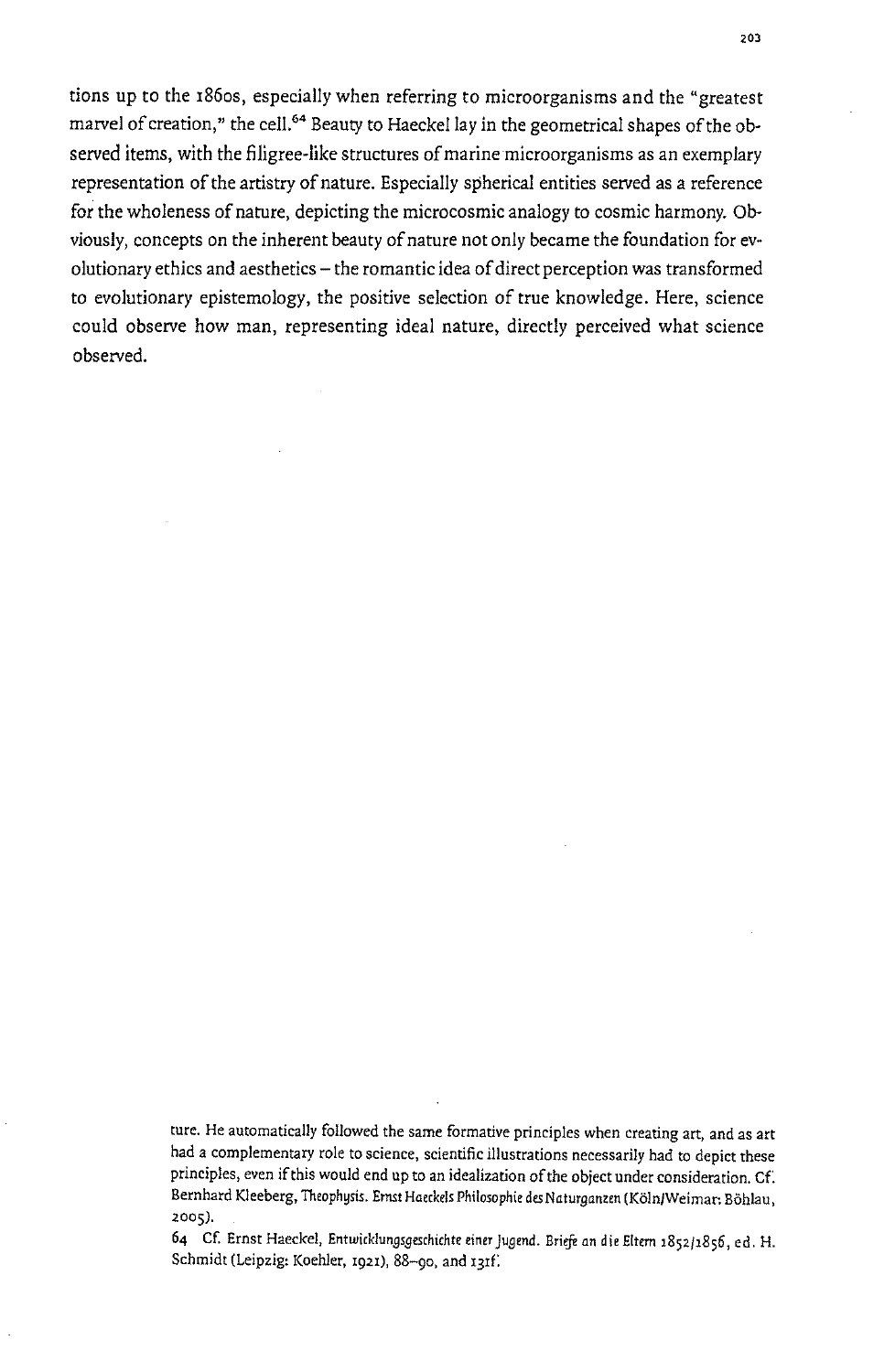tions up to the 1860s, especially when referring to microorganisms and the "greatest marvel of creation," the cell.[64] Beauty to Haeckel lay in the geometrical shapes of the observed items, with the filigree-like structures of marine microorganisms as an exemplary representation of the artistry of nature. Especially spherical entities served as a reference for the wholeness of nature, depicting the microcosmic analogy to cosmic harmony. Obviously, concepts on the inherent beauty of nature not only became the foundation for evolutionary ethics and aesthetics – the romantic idea of direct perception was transformed to evolutionary epistemology, the positive selection of true knowledge. Here, science could observe how man, representing ideal nature, directly perceived what science observed.

ture. He automatically followed the same formative principles when creating art, and as art had a complementary role to science, scientific illustrations necessarily had to depict these principles, even if this would end up to an idealization of the object under consideration. Cf. Bernhard Kleeberg, *Theophysis. Ernst Haeckels Philosophie des Naturganzen* (Köln/Weimar: Böhlau, 2005).

64 Cf. Ernst Haeckel, *Entwicklungsgeschichte einer Jugend. Briefe an die Eltern 1852/1856*, ed. H. Schmidt (Leipzig: Koehler, 1921), 88–90, and 131f.